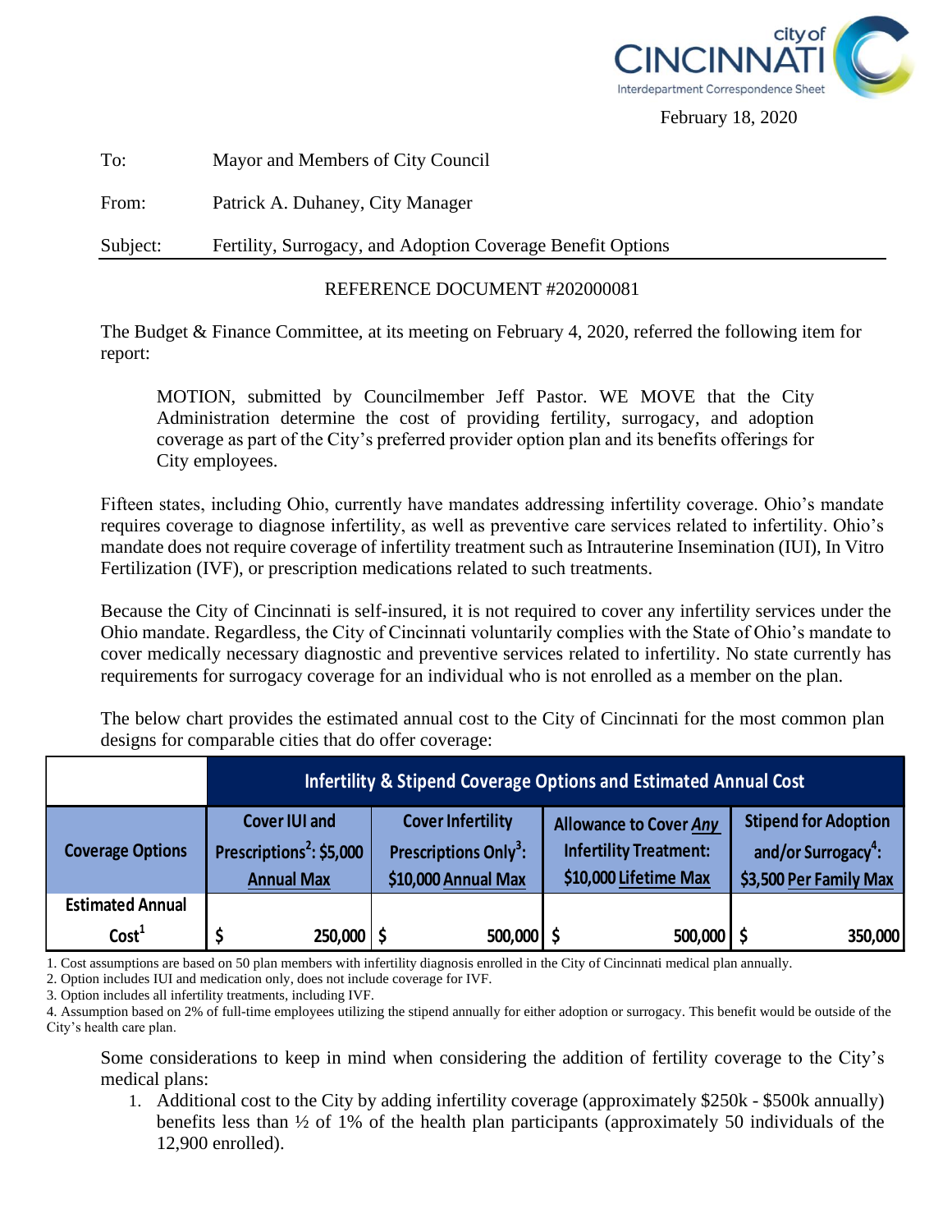city of CINCINNATI
Interdepartment Correspondence Sheet

February 18, 2020

To: Mayor and Members of City Council

From: Patrick A. Duhaney, City Manager

Subject: Fertility, Surrogacy, and Adoption Coverage Benefit Options

REFERENCE DOCUMENT #202000081

The Budget & Finance Committee, at its meeting on February 4, 2020, referred the following item for report:

> MOTION, submitted by Councilmember Jeff Pastor. WE MOVE that the City Administration determine the cost of providing fertility, surrogacy, and adoption coverage as part of the City's preferred provider option plan and its benefits offerings for City employees.

Fifteen states, including Ohio, currently have mandates addressing infertility coverage. Ohio's mandate requires coverage to diagnose infertility, as well as preventive care services related to infertility. Ohio's mandate does not require coverage of infertility treatment such as Intrauterine Insemination (IUI), In Vitro Fertilization (IVF), or prescription medications related to such treatments.

Because the City of Cincinnati is self-insured, it is not required to cover any infertility services under the Ohio mandate. Regardless, the City of Cincinnati voluntarily complies with the State of Ohio's mandate to cover medically necessary diagnostic and preventive services related to infertility. No state currently has requirements for surrogacy coverage for an individual who is not enrolled as a member on the plan.

The below chart provides the estimated annual cost to the City of Cincinnati for the most common plan designs for comparable cities that do offer coverage:

| | Infertility & Stipend Coverage Options and Estimated Annual Cost | | | |
|---|---|---|---|---|
| **Coverage Options** | **Cover IUI and Prescriptions[2]: $5,000 Annual Max** | **Cover Infertility Prescriptions Only[3]: $10,000 Annual Max** | **Allowance to Cover *Any* Infertility Treatment: $10,000 Lifetime Max** | **Stipend for Adoption and/or Surrogacy[4]: $3,500 Per Family Max** |
| **Estimated Annual Cost[1]** | $ 250,000 | $ 500,000 | $ 500,000 | $ 350,000 |

1. Cost assumptions are based on 50 plan members with infertility diagnosis enrolled in the City of Cincinnati medical plan annually.
2. Option includes IUI and medication only, does not include coverage for IVF.
3. Option includes all infertility treatments, including IVF.
4. Assumption based on 2% of full-time employees utilizing the stipend annually for either adoption or surrogacy. This benefit would be outside of the City's health care plan.

Some considerations to keep in mind when considering the addition of fertility coverage to the City's medical plans:

1. Additional cost to the City by adding infertility coverage (approximately $250k - $500k annually) benefits less than ½ of 1% of the health plan participants (approximately 50 individuals of the 12,900 enrolled).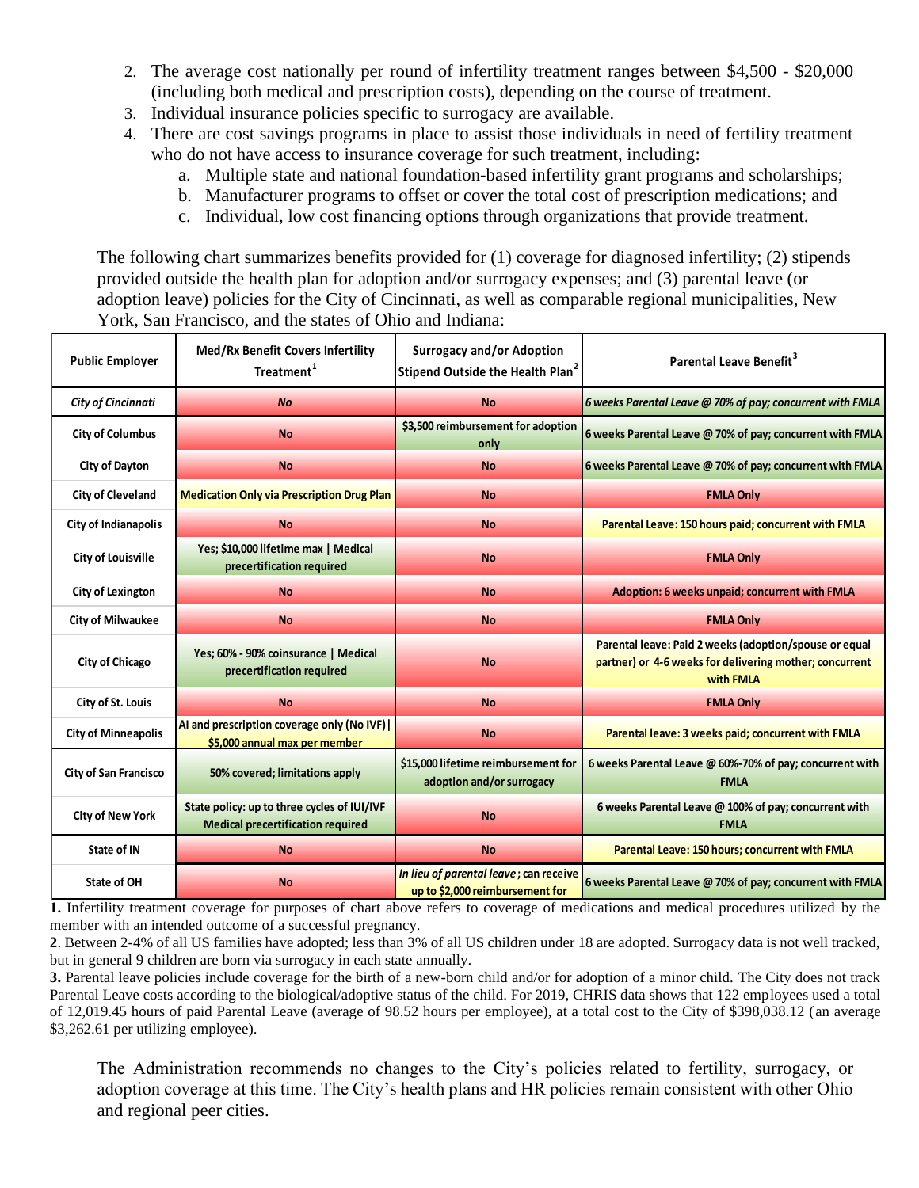2. The average cost nationally per round of infertility treatment ranges between $4,500 - $20,000 (including both medical and prescription costs), depending on the course of treatment.
3. Individual insurance policies specific to surrogacy are available.
4. There are cost savings programs in place to assist those individuals in need of fertility treatment who do not have access to insurance coverage for such treatment, including:
   a. Multiple state and national foundation-based infertility grant programs and scholarships;
   b. Manufacturer programs to offset or cover the total cost of prescription medications; and
   c. Individual, low cost financing options through organizations that provide treatment.

The following chart summarizes benefits provided for (1) coverage for diagnosed infertility; (2) stipends provided outside the health plan for adoption and/or surrogacy expenses; and (3) parental leave (or adoption leave) policies for the City of Cincinnati, as well as comparable regional municipalities, New York, San Francisco, and the states of Ohio and Indiana:

| Public Employer | Med/Rx Benefit Covers Infertility Treatment[1] | Surrogacy and/or Adoption Stipend Outside the Health Plan[2] | Parental Leave Benefit[3] |
|---|---|---|---|
| *City of Cincinnati* | *No* | *No* | *6 weeks Parental Leave @ 70% of pay; concurrent with FMLA* |
| City of Columbus | No | $3,500 reimbursement for adoption only | 6 weeks Parental Leave @ 70% of pay; concurrent with FMLA |
| City of Dayton | No | No | 6 weeks Parental Leave @ 70% of pay; concurrent with FMLA |
| City of Cleveland | Medication Only via Prescription Drug Plan | No | FMLA Only |
| City of Indianapolis | No | No | Parental Leave: 150 hours paid; concurrent with FMLA |
| City of Louisville | Yes; $10,000 lifetime max \| Medical precertification required | No | FMLA Only |
| City of Lexington | No | No | Adoption: 6 weeks unpaid; concurrent with FMLA |
| City of Milwaukee | No | No | FMLA Only |
| City of Chicago | Yes; 60% - 90% coinsurance \| Medical precertification required | No | Parental leave: Paid 2 weeks (adoption/spouse or equal partner) or 4-6 weeks for delivering mother; concurrent with FMLA |
| City of St. Louis | No | No | FMLA Only |
| City of Minneapolis | AI and prescription coverage only (No IVF) \| $5,000 annual max per member | No | Parental leave: 3 weeks paid; concurrent with FMLA |
| City of San Francisco | 50% covered; limitations apply | $15,000 lifetime reimbursement for adoption and/or surrogacy | 6 weeks Parental Leave @ 60%-70% of pay; concurrent with FMLA |
| City of New York | State policy: up to three cycles of IUI/IVF Medical precertification required | No | 6 weeks Parental Leave @ 100% of pay; concurrent with FMLA |
| State of IN | No | No | Parental Leave: 150 hours; concurrent with FMLA |
| State of OH | No | *In lieu of parental leave*; can receive up to $2,000 reimbursement for | 6 weeks Parental Leave @ 70% of pay; concurrent with FMLA |

**1.** Infertility treatment coverage for purposes of chart above refers to coverage of medications and medical procedures utilized by the member with an intended outcome of a successful pregnancy.

**2**. Between 2-4% of all US families have adopted; less than 3% of all US children under 18 are adopted. Surrogacy data is not well tracked, but in general 9 children are born via surrogacy in each state annually.

**3.** Parental leave policies include coverage for the birth of a new-born child and/or for adoption of a minor child. The City does not track Parental Leave costs according to the biological/adoptive status of the child. For 2019, CHRIS data shows that 122 employees used a total of 12,019.45 hours of paid Parental Leave (average of 98.52 hours per employee), at a total cost to the City of $398,038.12 (an average $3,262.61 per utilizing employee).

The Administration recommends no changes to the City's policies related to fertility, surrogacy, or adoption coverage at this time. The City's health plans and HR policies remain consistent with other Ohio and regional peer cities.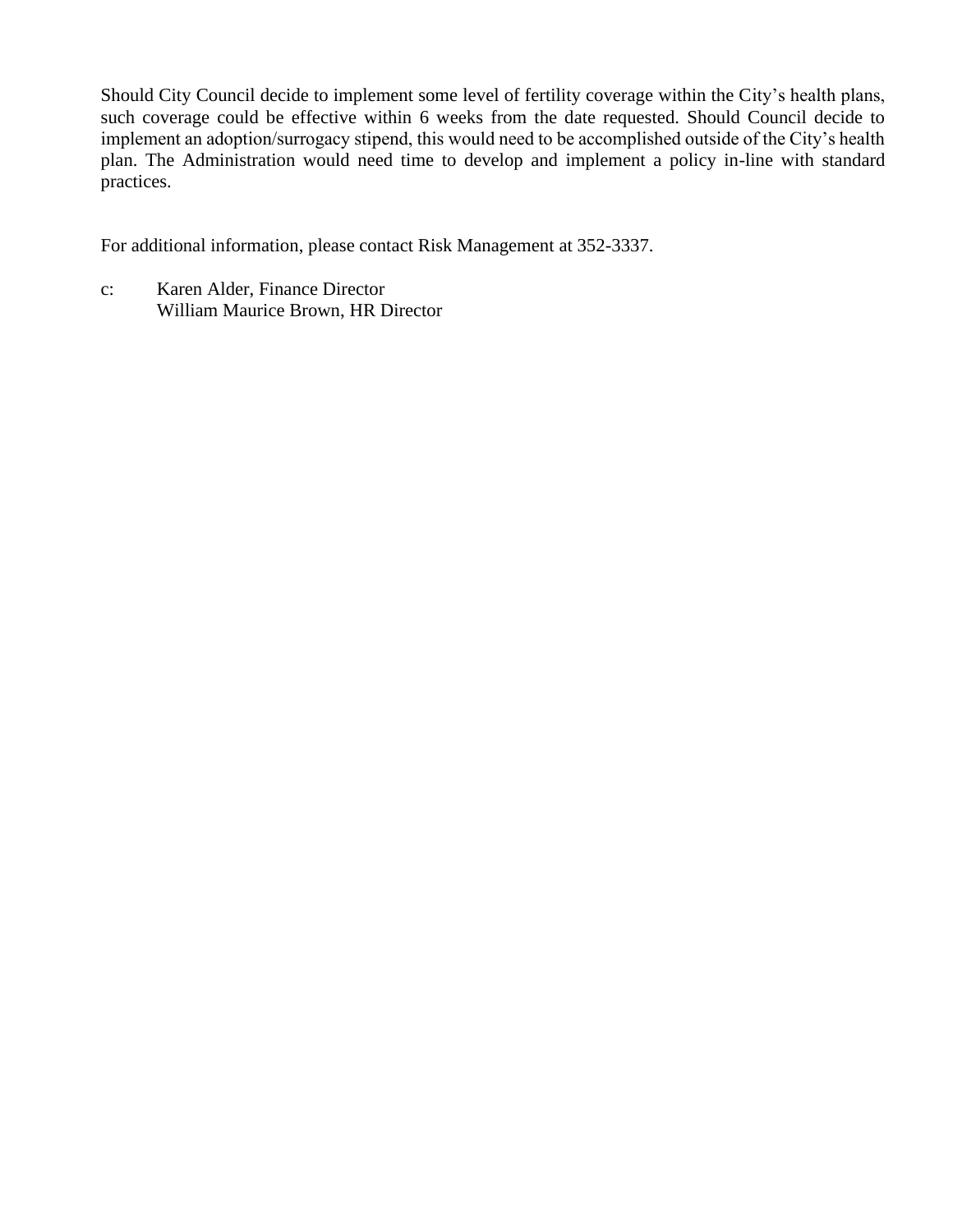Should City Council decide to implement some level of fertility coverage within the City's health plans, such coverage could be effective within 6 weeks from the date requested. Should Council decide to implement an adoption/surrogacy stipend, this would need to be accomplished outside of the City's health plan. The Administration would need time to develop and implement a policy in-line with standard practices.

For additional information, please contact Risk Management at 352-3337.

c: Karen Alder, Finance Director  
William Maurice Brown, HR Director